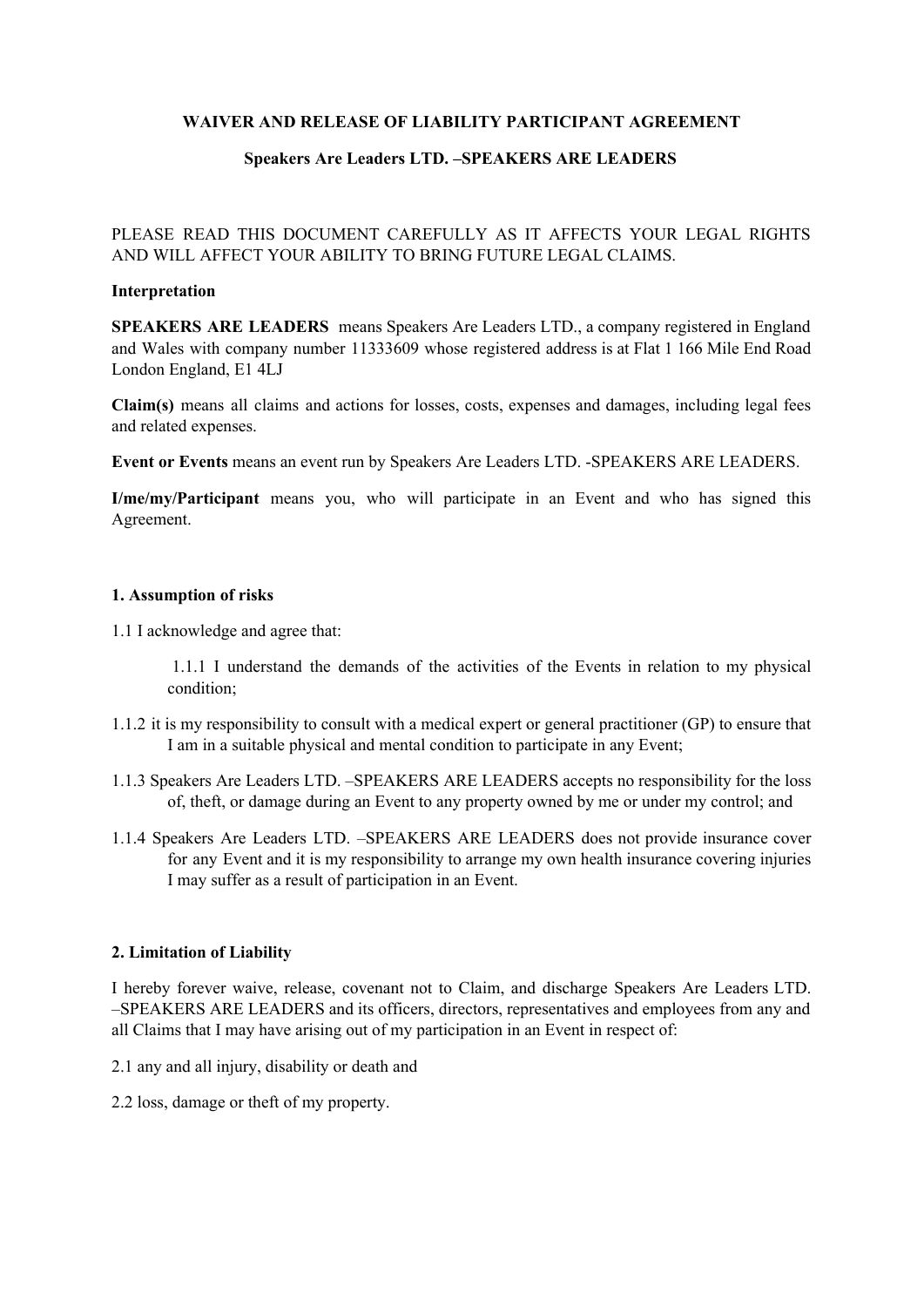**WAIVER AND RELEASE OF LIABILITY PARTICIPANT AGREEMENT**

**Speakers Are Leaders LTD. –SPEAKERS ARE LEADERS**

PLEASE READ THIS DOCUMENT CAREFULLY AS IT AFFECTS YOUR LEGAL RIGHTS AND WILL AFFECT YOUR ABILITY TO BRING FUTURE LEGAL CLAIMS.

**Interpretation**

**SPEAKERS ARE LEADERS** means Speakers Are Leaders LTD., a company registered in England and Wales with company number 11333609 whose registered address is at Flat 1 166 Mile End Road London England, E1 4LJ

**Claim(s)** means all claims and actions for losses, costs, expenses and damages, including legal fees and related expenses.

**Event or Events** means an event run by Speakers Are Leaders LTD. -SPEAKERS ARE LEADERS.

**I/me/my/Participant** means you, who will participate in an Event and who has signed this Agreement.

**1. Assumption of risks**

1.1 I acknowledge and agree that:

1.1.1 I understand the demands of the activities of the Events in relation to my physical condition;

1.1.2 it is my responsibility to consult with a medical expert or general practitioner (GP) to ensure that I am in a suitable physical and mental condition to participate in any Event;

1.1.3 Speakers Are Leaders LTD. –SPEAKERS ARE LEADERS accepts no responsibility for the loss of, theft, or damage during an Event to any property owned by me or under my control; and

1.1.4 Speakers Are Leaders LTD. –SPEAKERS ARE LEADERS does not provide insurance cover for any Event and it is my responsibility to arrange my own health insurance covering injuries I may suffer as a result of participation in an Event.

**2. Limitation of Liability**

I hereby forever waive, release, covenant not to Claim, and discharge Speakers Are Leaders LTD. –SPEAKERS ARE LEADERS and its officers, directors, representatives and employees from any and all Claims that I may have arising out of my participation in an Event in respect of:

2.1 any and all injury, disability or death and

2.2 loss, damage or theft of my property.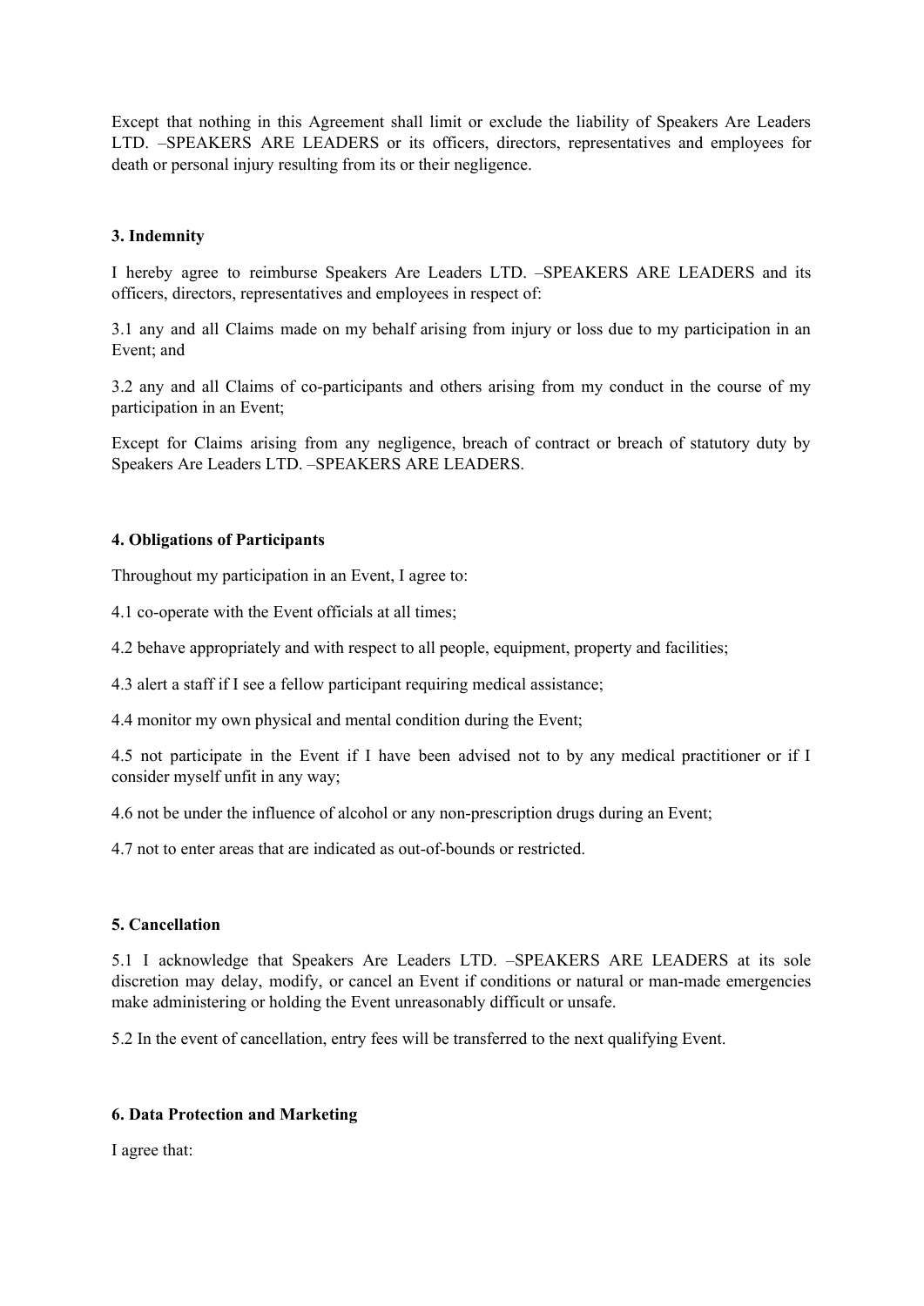Except that nothing in this Agreement shall limit or exclude the liability of Speakers Are Leaders LTD. –SPEAKERS ARE LEADERS or its officers, directors, representatives and employees for death or personal injury resulting from its or their negligence.

**3. Indemnity**

I hereby agree to reimburse Speakers Are Leaders LTD. –SPEAKERS ARE LEADERS and its officers, directors, representatives and employees in respect of:

3.1 any and all Claims made on my behalf arising from injury or loss due to my participation in an Event; and

3.2 any and all Claims of co-participants and others arising from my conduct in the course of my participation in an Event;

Except for Claims arising from any negligence, breach of contract or breach of statutory duty by Speakers Are Leaders LTD. –SPEAKERS ARE LEADERS.

**4. Obligations of Participants**

Throughout my participation in an Event, I agree to:

4.1 co-operate with the Event officials at all times;

4.2 behave appropriately and with respect to all people, equipment, property and facilities;

4.3 alert a staff if I see a fellow participant requiring medical assistance;

4.4 monitor my own physical and mental condition during the Event;

4.5 not participate in the Event if I have been advised not to by any medical practitioner or if I consider myself unfit in any way;

4.6 not be under the influence of alcohol or any non-prescription drugs during an Event;

4.7 not to enter areas that are indicated as out-of-bounds or restricted.

**5. Cancellation**

5.1 I acknowledge that Speakers Are Leaders LTD. –SPEAKERS ARE LEADERS at its sole discretion may delay, modify, or cancel an Event if conditions or natural or man-made emergencies make administering or holding the Event unreasonably difficult or unsafe.

5.2 In the event of cancellation, entry fees will be transferred to the next qualifying Event.

**6. Data Protection and Marketing**

I agree that: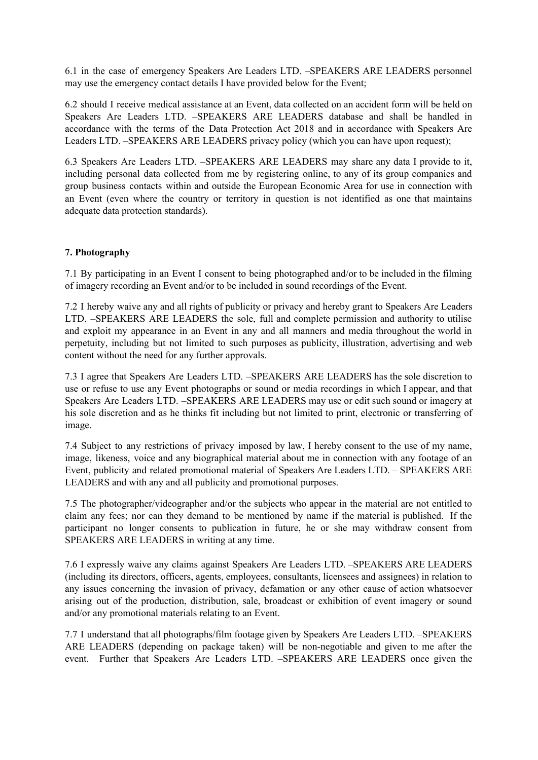6.1 in the case of emergency Speakers Are Leaders LTD. –SPEAKERS ARE LEADERS personnel may use the emergency contact details I have provided below for the Event;

6.2 should I receive medical assistance at an Event, data collected on an accident form will be held on Speakers Are Leaders LTD. –SPEAKERS ARE LEADERS database and shall be handled in accordance with the terms of the Data Protection Act 2018 and in accordance with Speakers Are Leaders LTD. –SPEAKERS ARE LEADERS privacy policy (which you can have upon request);

6.3 Speakers Are Leaders LTD. –SPEAKERS ARE LEADERS may share any data I provide to it, including personal data collected from me by registering online, to any of its group companies and group business contacts within and outside the European Economic Area for use in connection with an Event (even where the country or territory in question is not identified as one that maintains adequate data protection standards).

**7. Photography**

7.1 By participating in an Event I consent to being photographed and/or to be included in the filming of imagery recording an Event and/or to be included in sound recordings of the Event.

7.2 I hereby waive any and all rights of publicity or privacy and hereby grant to Speakers Are Leaders LTD. –SPEAKERS ARE LEADERS the sole, full and complete permission and authority to utilise and exploit my appearance in an Event in any and all manners and media throughout the world in perpetuity, including but not limited to such purposes as publicity, illustration, advertising and web content without the need for any further approvals.

7.3 I agree that Speakers Are Leaders LTD. –SPEAKERS ARE LEADERS has the sole discretion to use or refuse to use any Event photographs or sound or media recordings in which I appear, and that Speakers Are Leaders LTD. –SPEAKERS ARE LEADERS may use or edit such sound or imagery at his sole discretion and as he thinks fit including but not limited to print, electronic or transferring of image.

7.4 Subject to any restrictions of privacy imposed by law, I hereby consent to the use of my name, image, likeness, voice and any biographical material about me in connection with any footage of an Event, publicity and related promotional material of Speakers Are Leaders LTD. – SPEAKERS ARE LEADERS and with any and all publicity and promotional purposes.

7.5 The photographer/videographer and/or the subjects who appear in the material are not entitled to claim any fees; nor can they demand to be mentioned by name if the material is published. If the participant no longer consents to publication in future, he or she may withdraw consent from SPEAKERS ARE LEADERS in writing at any time.

7.6 I expressly waive any claims against Speakers Are Leaders LTD. –SPEAKERS ARE LEADERS (including its directors, officers, agents, employees, consultants, licensees and assignees) in relation to any issues concerning the invasion of privacy, defamation or any other cause of action whatsoever arising out of the production, distribution, sale, broadcast or exhibition of event imagery or sound and/or any promotional materials relating to an Event.

7.7 I understand that all photographs/film footage given by Speakers Are Leaders LTD. –SPEAKERS ARE LEADERS (depending on package taken) will be non-negotiable and given to me after the event. Further that Speakers Are Leaders LTD. –SPEAKERS ARE LEADERS once given the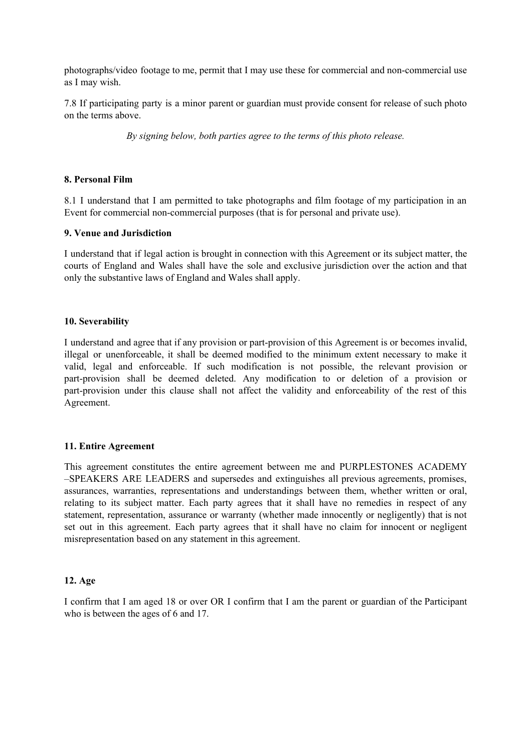photographs/video footage to me, permit that I may use these for commercial and non-commercial use as I may wish.

7.8 If participating party is a minor parent or guardian must provide consent for release of such photo on the terms above.

*By signing below, both parties agree to the terms of this photo release.*

**8. Personal Film**

8.1 I understand that I am permitted to take photographs and film footage of my participation in an Event for commercial non-commercial purposes (that is for personal and private use).

**9. Venue and Jurisdiction**

I understand that if legal action is brought in connection with this Agreement or its subject matter, the courts of England and Wales shall have the sole and exclusive jurisdiction over the action and that only the substantive laws of England and Wales shall apply.

**10. Severability**

I understand and agree that if any provision or part-provision of this Agreement is or becomes invalid, illegal or unenforceable, it shall be deemed modified to the minimum extent necessary to make it valid, legal and enforceable. If such modification is not possible, the relevant provision or part-provision shall be deemed deleted. Any modification to or deletion of a provision or part-provision under this clause shall not affect the validity and enforceability of the rest of this Agreement.

**11. Entire Agreement**

This agreement constitutes the entire agreement between me and PURPLESTONES ACADEMY –SPEAKERS ARE LEADERS and supersedes and extinguishes all previous agreements, promises, assurances, warranties, representations and understandings between them, whether written or oral, relating to its subject matter. Each party agrees that it shall have no remedies in respect of any statement, representation, assurance or warranty (whether made innocently or negligently) that is not set out in this agreement. Each party agrees that it shall have no claim for innocent or negligent misrepresentation based on any statement in this agreement.

**12. Age**

I confirm that I am aged 18 or over OR I confirm that I am the parent or guardian of the Participant who is between the ages of 6 and 17.